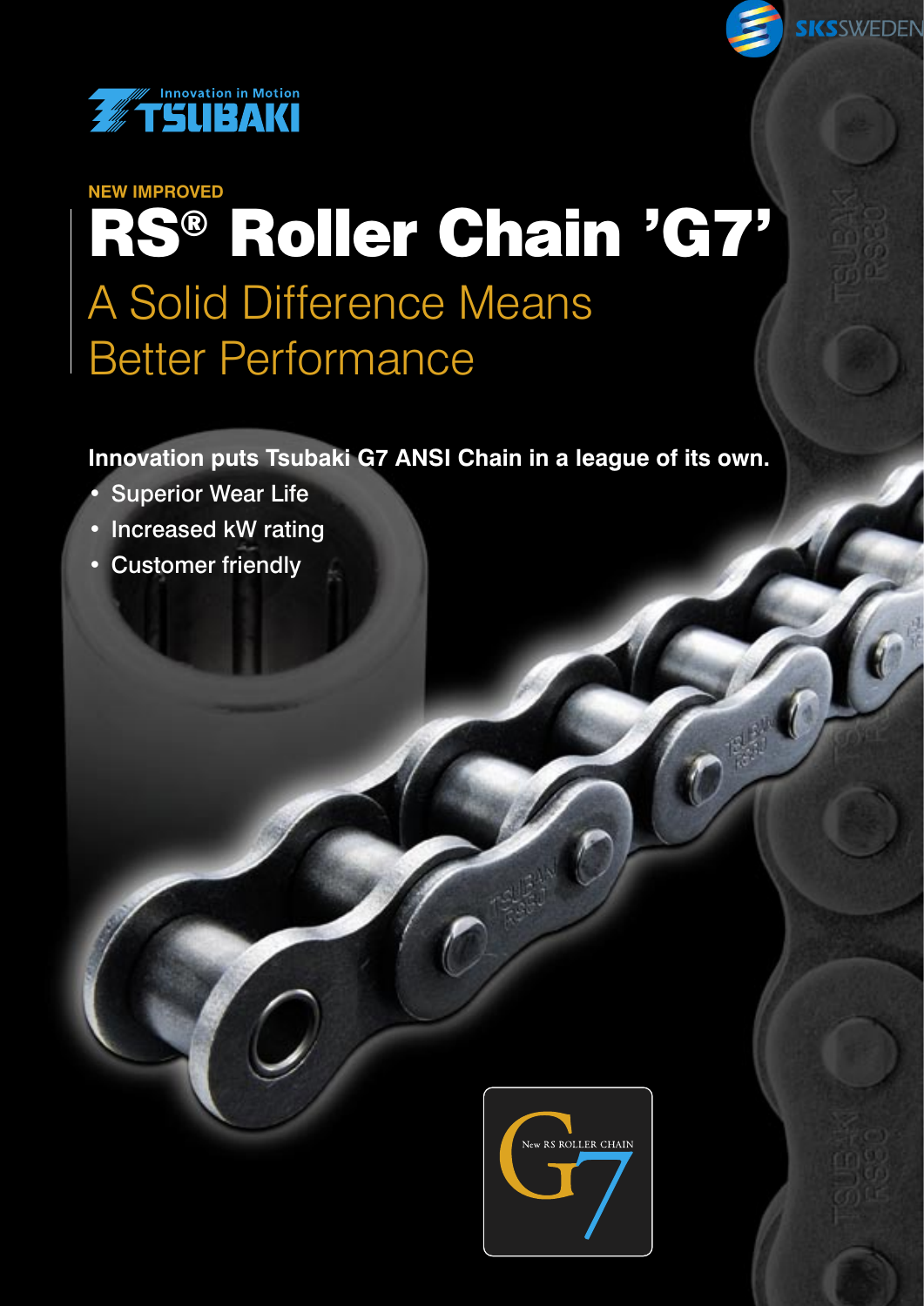SKSSWEDEN

Innovation in Motion
TSUBAKI

NEW IMPROVED

# RS® Roller Chain 'G7'

## A Solid Difference Means Better Performance

**Innovation puts Tsubaki G7 ANSI Chain in a league of its own.**

- Superior Wear Life
- Increased kW rating
- Customer friendly

New RS ROLLER CHAIN G7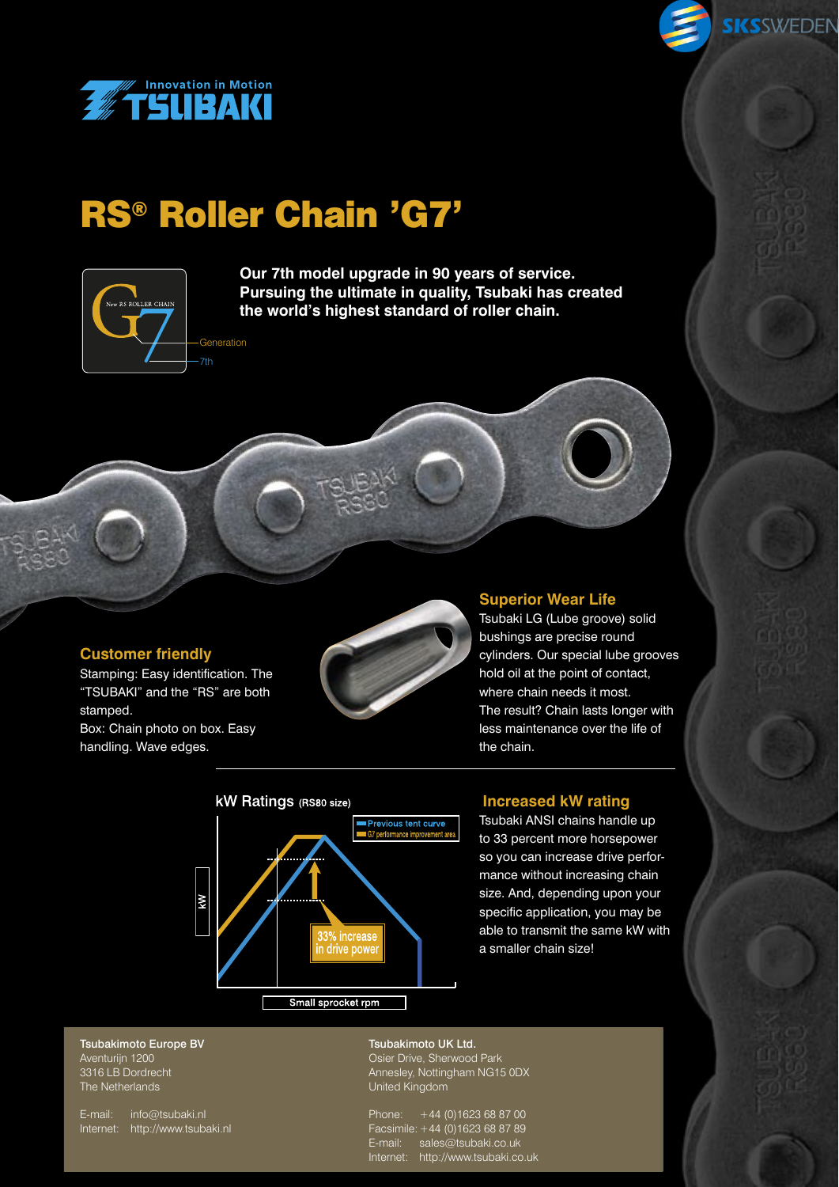SKSSWEDEN

Innovation in Motion
TSUBAKI

# RS® Roller Chain 'G7'

New RS ROLLER CHAIN
G7
Generation
7th

**Our 7th model upgrade in 90 years of service. Pursuing the ultimate in quality, Tsubaki has created the world's highest standard of roller chain.**

## Customer friendly

Stamping: Easy identification. The "TSUBAKI" and the "RS" are both stamped.
Box: Chain photo on box. Easy handling. Wave edges.

## Superior Wear Life

Tsubaki LG (Lube groove) solid bushings are precise round cylinders. Our special lube grooves hold oil at the point of contact, where chain needs it most.
The result? Chain lasts longer with less maintenance over the life of the chain.

kW Ratings (RS80 size)

Previous tent curve
G7 performance improvement area
kW
33% increase in drive power
Small sprocket rpm

## Increased kW rating

Tsubaki ANSI chains handle up to 33 percent more horsepower so you can increase drive performance without increasing chain size. And, depending upon your specific application, you may be able to transmit the same kW with a smaller chain size!

**Tsubakimoto Europe BV**
Aventurijn 1200
3316 LB Dordrecht
The Netherlands

E-mail: info@tsubaki.nl
Internet: http://www.tsubaki.nl

**Tsubakimoto UK Ltd.**
Osier Drive, Sherwood Park
Annesley, Nottingham NG15 0DX
United Kingdom

Phone: +44 (0)1623 68 87 00
Facsimile: +44 (0)1623 68 87 89
E-mail: sales@tsubaki.co.uk
Internet: http://www.tsubaki.co.uk